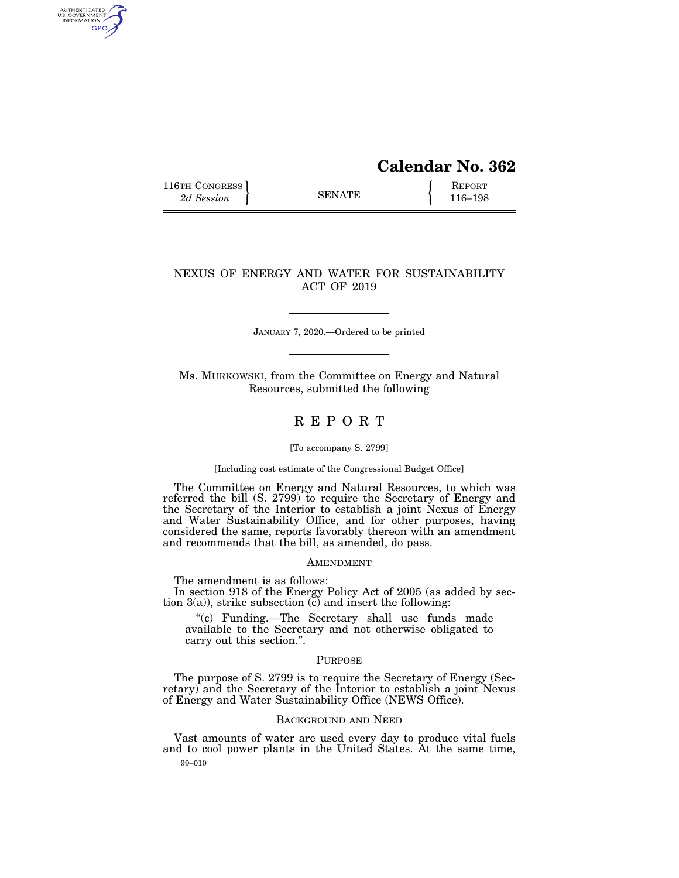# Calendar No. 362

116TH CONGRESS
*2d Session*

SENATE

REPORT
116–198

## NEXUS OF ENERGY AND WATER FOR SUSTAINABILITY ACT OF 2019

JANUARY 7, 2020.—Ordered to be printed

Ms. MURKOWSKI, from the Committee on Energy and Natural Resources, submitted the following

# REPORT

[To accompany S. 2799]

[Including cost estimate of the Congressional Budget Office]

The Committee on Energy and Natural Resources, to which was referred the bill (S. 2799) to require the Secretary of Energy and the Secretary of the Interior to establish a joint Nexus of Energy and Water Sustainability Office, and for other purposes, having considered the same, reports favorably thereon with an amendment and recommends that the bill, as amended, do pass.

## AMENDMENT

The amendment is as follows:

In section 918 of the Energy Policy Act of 2005 (as added by section 3(a)), strike subsection (c) and insert the following:

"(c) Funding.—The Secretary shall use funds made available to the Secretary and not otherwise obligated to carry out this section.".

## PURPOSE

The purpose of S. 2799 is to require the Secretary of Energy (Secretary) and the Secretary of the Interior to establish a joint Nexus of Energy and Water Sustainability Office (NEWS Office).

## BACKGROUND AND NEED

Vast amounts of water are used every day to produce vital fuels and to cool power plants in the United States. At the same time,

99–010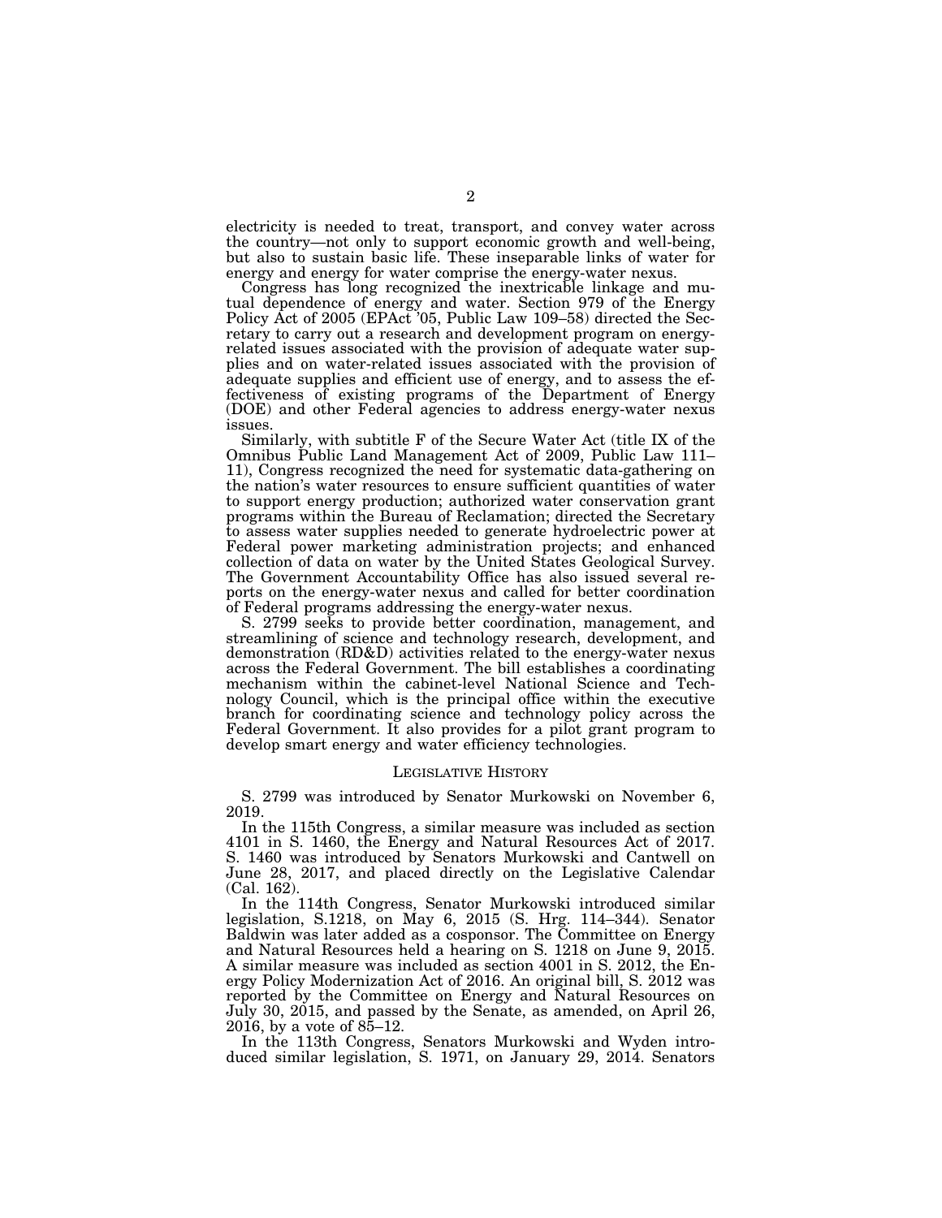electricity is needed to treat, transport, and convey water across the country—not only to support economic growth and well-being, but also to sustain basic life. These inseparable links of water for energy and energy for water comprise the energy-water nexus.

Congress has long recognized the inextricable linkage and mutual dependence of energy and water. Section 979 of the Energy Policy Act of 2005 (EPAct '05, Public Law 109–58) directed the Secretary to carry out a research and development program on energy-related issues associated with the provision of adequate water supplies and on water-related issues associated with the provision of adequate supplies and efficient use of energy, and to assess the effectiveness of existing programs of the Department of Energy (DOE) and other Federal agencies to address energy-water nexus issues.

Similarly, with subtitle F of the Secure Water Act (title IX of the Omnibus Public Land Management Act of 2009, Public Law 111–11), Congress recognized the need for systematic data-gathering on the nation's water resources to ensure sufficient quantities of water to support energy production; authorized water conservation grant programs within the Bureau of Reclamation; directed the Secretary to assess water supplies needed to generate hydroelectric power at Federal power marketing administration projects; and enhanced collection of data on water by the United States Geological Survey. The Government Accountability Office has also issued several reports on the energy-water nexus and called for better coordination of Federal programs addressing the energy-water nexus.

S. 2799 seeks to provide better coordination, management, and streamlining of science and technology research, development, and demonstration (RD&D) activities related to the energy-water nexus across the Federal Government. The bill establishes a coordinating mechanism within the cabinet-level National Science and Technology Council, which is the principal office within the executive branch for coordinating science and technology policy across the Federal Government. It also provides for a pilot grant program to develop smart energy and water efficiency technologies.

## LEGISLATIVE HISTORY

S. 2799 was introduced by Senator Murkowski on November 6, 2019.

In the 115th Congress, a similar measure was included as section 4101 in S. 1460, the Energy and Natural Resources Act of 2017. S. 1460 was introduced by Senators Murkowski and Cantwell on June 28, 2017, and placed directly on the Legislative Calendar (Cal. 162).

In the 114th Congress, Senator Murkowski introduced similar legislation, S.1218, on May 6, 2015 (S. Hrg. 114–344). Senator Baldwin was later added as a cosponsor. The Committee on Energy and Natural Resources held a hearing on S. 1218 on June 9, 2015. A similar measure was included as section 4001 in S. 2012, the Energy Policy Modernization Act of 2016. An original bill, S. 2012 was reported by the Committee on Energy and Natural Resources on July 30, 2015, and passed by the Senate, as amended, on April 26, 2016, by a vote of 85–12.

In the 113th Congress, Senators Murkowski and Wyden introduced similar legislation, S. 1971, on January 29, 2014. Senators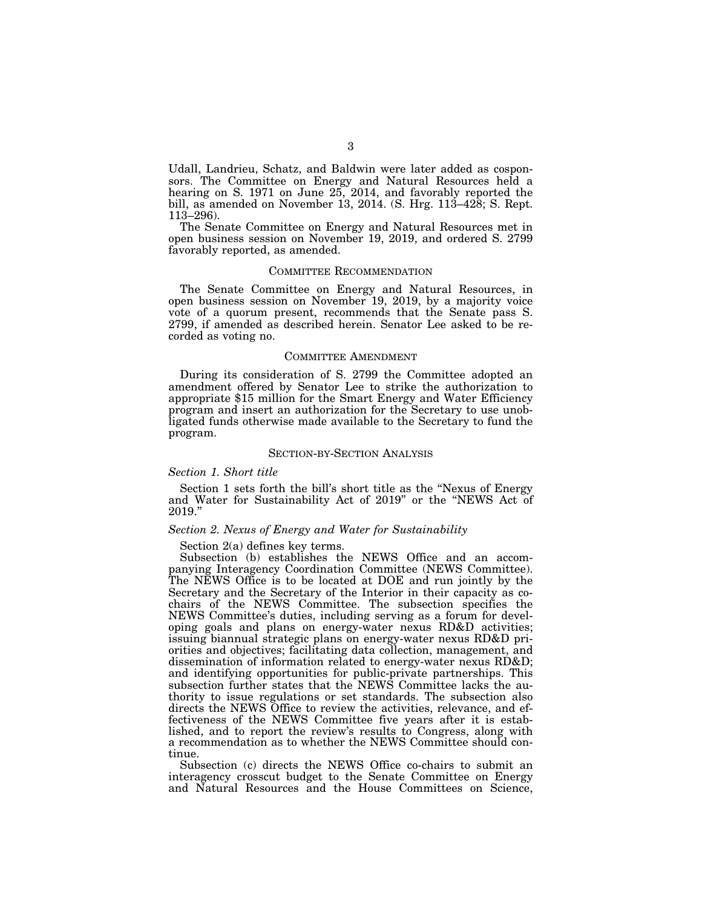Udall, Landrieu, Schatz, and Baldwin were later added as cosponsors. The Committee on Energy and Natural Resources held a hearing on S. 1971 on June 25, 2014, and favorably reported the bill, as amended on November 13, 2014. (S. Hrg. 113–428; S. Rept. 113–296).

The Senate Committee on Energy and Natural Resources met in open business session on November 19, 2019, and ordered S. 2799 favorably reported, as amended.

## COMMITTEE RECOMMENDATION

The Senate Committee on Energy and Natural Resources, in open business session on November 19, 2019, by a majority voice vote of a quorum present, recommends that the Senate pass S. 2799, if amended as described herein. Senator Lee asked to be recorded as voting no.

## COMMITTEE AMENDMENT

During its consideration of S. 2799 the Committee adopted an amendment offered by Senator Lee to strike the authorization to appropriate $15 million for the Smart Energy and Water Efficiency program and insert an authorization for the Secretary to use unobligated funds otherwise made available to the Secretary to fund the program.

## SECTION-BY-SECTION ANALYSIS

### *Section 1. Short title*

Section 1 sets forth the bill's short title as the "Nexus of Energy and Water for Sustainability Act of 2019" or the "NEWS Act of 2019."

### *Section 2. Nexus of Energy and Water for Sustainability*

Section 2(a) defines key terms.

Subsection (b) establishes the NEWS Office and an accompanying Interagency Coordination Committee (NEWS Committee). The NEWS Office is to be located at DOE and run jointly by the Secretary and the Secretary of the Interior in their capacity as co-chairs of the NEWS Committee. The subsection specifies the NEWS Committee's duties, including serving as a forum for developing goals and plans on energy-water nexus RD&D activities; issuing biannual strategic plans on energy-water nexus RD&D priorities and objectives; facilitating data collection, management, and dissemination of information related to energy-water nexus RD&D; and identifying opportunities for public-private partnerships. This subsection further states that the NEWS Committee lacks the authority to issue regulations or set standards. The subsection also directs the NEWS Office to review the activities, relevance, and effectiveness of the NEWS Committee five years after it is established, and to report the review's results to Congress, along with a recommendation as to whether the NEWS Committee should continue.

Subsection (c) directs the NEWS Office co-chairs to submit an interagency crosscut budget to the Senate Committee on Energy and Natural Resources and the House Committees on Science,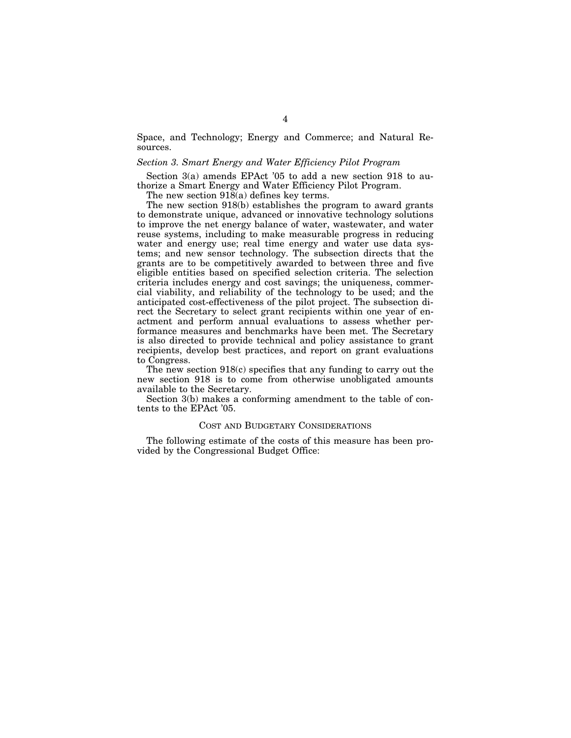Space, and Technology; Energy and Commerce; and Natural Resources.

*Section 3. Smart Energy and Water Efficiency Pilot Program*

Section 3(a) amends EPAct '05 to add a new section 918 to authorize a Smart Energy and Water Efficiency Pilot Program.

The new section 918(a) defines key terms.

The new section 918(b) establishes the program to award grants to demonstrate unique, advanced or innovative technology solutions to improve the net energy balance of water, wastewater, and water reuse systems, including to make measurable progress in reducing water and energy use; real time energy and water use data systems; and new sensor technology. The subsection directs that the grants are to be competitively awarded to between three and five eligible entities based on specified selection criteria. The selection criteria includes energy and cost savings; the uniqueness, commercial viability, and reliability of the technology to be used; and the anticipated cost-effectiveness of the pilot project. The subsection direct the Secretary to select grant recipients within one year of enactment and perform annual evaluations to assess whether performance measures and benchmarks have been met. The Secretary is also directed to provide technical and policy assistance to grant recipients, develop best practices, and report on grant evaluations to Congress.

The new section 918(c) specifies that any funding to carry out the new section 918 is to come from otherwise unobligated amounts available to the Secretary.

Section 3(b) makes a conforming amendment to the table of contents to the EPAct '05.

## COST AND BUDGETARY CONSIDERATIONS

The following estimate of the costs of this measure has been provided by the Congressional Budget Office: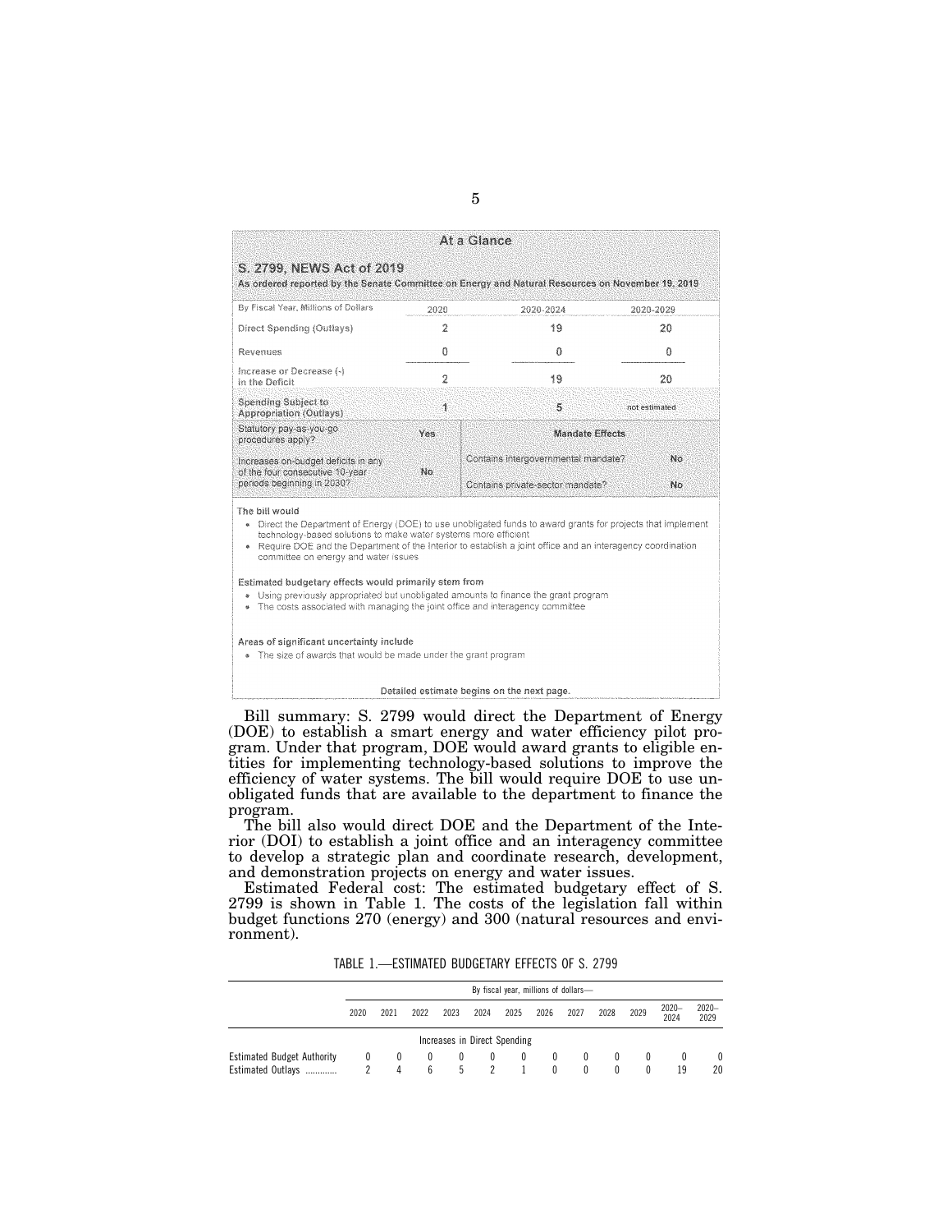## At a Glance

### S. 2799, NEWS Act of 2019

As ordered reported by the Senate Committee on Energy and Natural Resources on November 19, 2019

| By Fiscal Year, Millions of Dollars | 2020 | 2020-2024 | 2020-2029 |
|---|---|---|---|
| Direct Spending (Outlays) | 2 | 19 | 20 |
| Revenues | 0 | 0 | 0 |
| Increase or Decrease (-) in the Deficit | 2 | 19 | 20 |
| Spending Subject to Appropriation (Outlays) | 1 | 5 | not estimated |

| | | Mandate Effects | |
|---|---|---|---|
| Statutory pay-as-you-go procedures apply? | Yes | Contains intergovernmental mandate? | No |
| Increases on-budget deficits in any of the four consecutive 10-year periods beginning in 2030? | No | Contains private-sector mandate? | No |

The bill would

- Direct the Department of Energy (DOE) to use unobligated funds to award grants for projects that implement technology-based solutions to make water systems more efficient
- Require DOE and the Department of the Interior to establish a joint office and an interagency coordination committee on energy and water issues

Estimated budgetary effects would primarily stem from

- Using previously appropriated but unobligated amounts to finance the grant program
- The costs associated with managing the joint office and interagency committee

Areas of significant uncertainty include

- The size of awards that would be made under the grant program

Detailed estimate begins on the next page.

Bill summary: S. 2799 would direct the Department of Energy (DOE) to establish a smart energy and water efficiency pilot program. Under that program, DOE would award grants to eligible entities for implementing technology-based solutions to improve the efficiency of water systems. The bill would require DOE to use unobligated funds that are available to the department to finance the program.

The bill also would direct DOE and the Department of the Interior (DOI) to establish a joint office and an interagency committee to develop a strategic plan and coordinate research, development, and demonstration projects on energy and water issues.

Estimated Federal cost: The estimated budgetary effect of S. 2799 is shown in Table 1. The costs of the legislation fall within budget functions 270 (energy) and 300 (natural resources and environment).

TABLE 1.—ESTIMATED BUDGETARY EFFECTS OF S. 2799

| | By fiscal year, millions of dollars— | | | | | | | | | | | |
|---|---|---|---|---|---|---|---|---|---|---|---|---|
| | 2020 | 2021 | 2022 | 2023 | 2024 | 2025 | 2026 | 2027 | 2028 | 2029 | 2020–2024 | 2020–2029 |
| | Increases in Direct Spending | | | | | | | | | | | |
| Estimated Budget Authority | 0 | 0 | 0 | 0 | 0 | 0 | 0 | 0 | 0 | 0 | 0 | 0 |
| Estimated Outlays | 2 | 4 | 6 | 5 | 2 | 1 | 0 | 0 | 0 | 0 | 19 | 20 |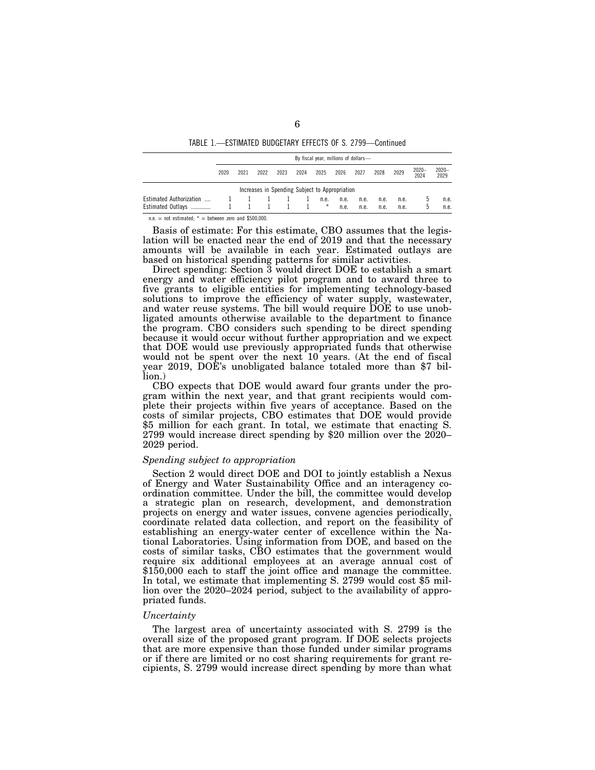TABLE 1.—ESTIMATED BUDGETARY EFFECTS OF S. 2799—Continued

| | By fiscal year, millions of dollars— | | | | | | | | | | | |
|---|---|---|---|---|---|---|---|---|---|---|---|---|
| | 2020 | 2021 | 2022 | 2023 | 2024 | 2025 | 2026 | 2027 | 2028 | 2029 | 2020–2024 | 2020–2029 |
| Increases in Spending Subject to Appropriation | | | | | | | | | | | | |
| Estimated Authorization .... | 1 | 1 | 1 | 1 | 1 | n.e. | n.e. | n.e. | n.e. | n.e. | 5 | n.e. |
| Estimated Outlays ............ | 1 | 1 | 1 | 1 | 1 | * | n.e. | n.e. | n.e. | n.e. | 5 | n.e. |

n.e. = not estimated; * = between zero and $500,000.

Basis of estimate: For this estimate, CBO assumes that the legislation will be enacted near the end of 2019 and that the necessary amounts will be available in each year. Estimated outlays are based on historical spending patterns for similar activities.

Direct spending: Section 3 would direct DOE to establish a smart energy and water efficiency pilot program and to award three to five grants to eligible entities for implementing technology-based solutions to improve the efficiency of water supply, wastewater, and water reuse systems. The bill would require DOE to use unobligated amounts otherwise available to the department to finance the program. CBO considers such spending to be direct spending because it would occur without further appropriation and we expect that DOE would use previously appropriated funds that otherwise would not be spent over the next 10 years. (At the end of fiscal year 2019, DOE's unobligated balance totaled more than $7 billion.)

CBO expects that DOE would award four grants under the program within the next year, and that grant recipients would complete their projects within five years of acceptance. Based on the costs of similar projects, CBO estimates that DOE would provide $5 million for each grant. In total, we estimate that enacting S. 2799 would increase direct spending by $20 million over the 2020–2029 period.

*Spending subject to appropriation*

Section 2 would direct DOE and DOI to jointly establish a Nexus of Energy and Water Sustainability Office and an interagency coordination committee. Under the bill, the committee would develop a strategic plan on research, development, and demonstration projects on energy and water issues, convene agencies periodically, coordinate related data collection, and report on the feasibility of establishing an energy-water center of excellence within the National Laboratories. Using information from DOE, and based on the costs of similar tasks, CBO estimates that the government would require six additional employees at an average annual cost of $150,000 each to staff the joint office and manage the committee. In total, we estimate that implementing S. 2799 would cost $5 million over the 2020–2024 period, subject to the availability of appropriated funds.

*Uncertainty*

The largest area of uncertainty associated with S. 2799 is the overall size of the proposed grant program. If DOE selects projects that are more expensive than those funded under similar programs or if there are limited or no cost sharing requirements for grant recipients, S. 2799 would increase direct spending by more than what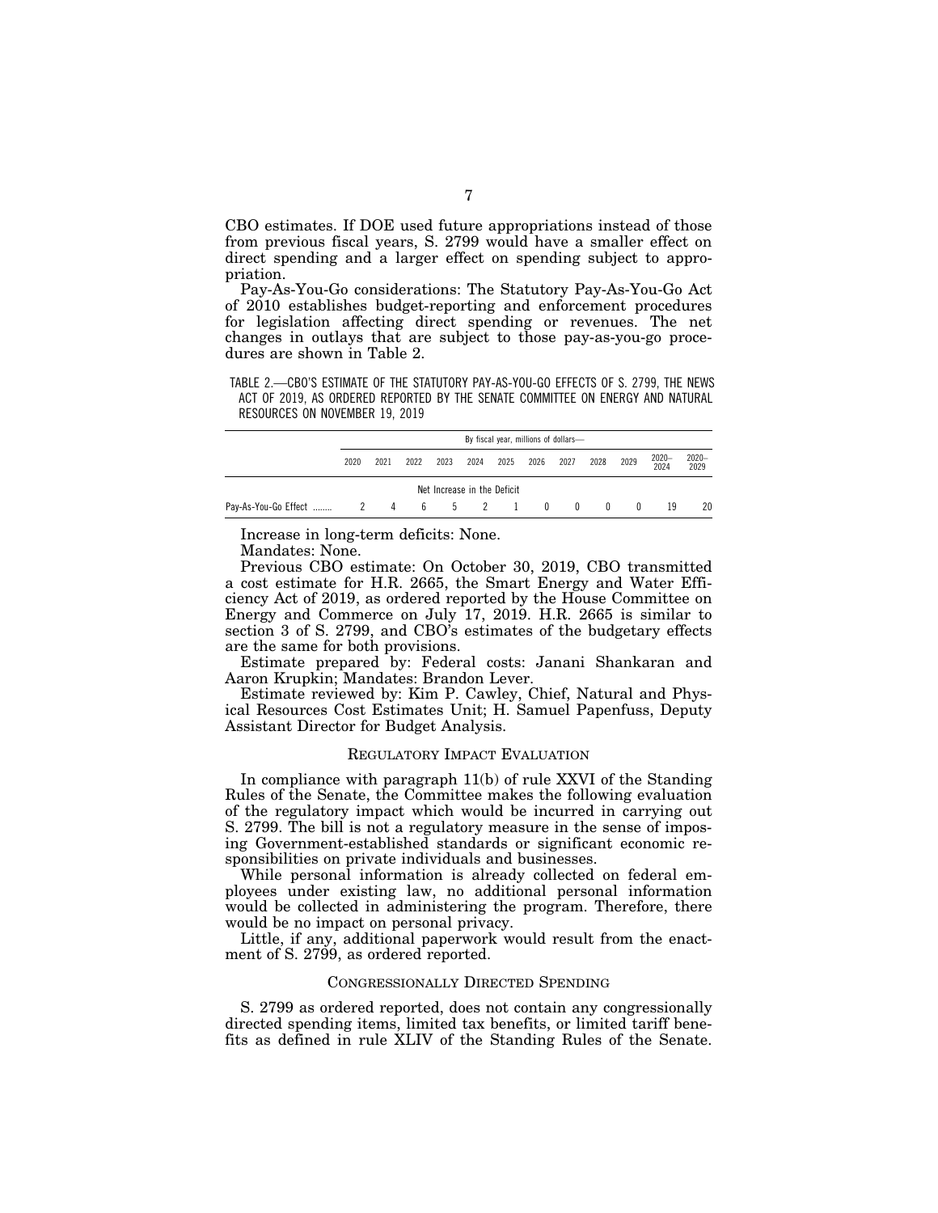CBO estimates. If DOE used future appropriations instead of those from previous fiscal years, S. 2799 would have a smaller effect on direct spending and a larger effect on spending subject to appropriation.

Pay-As-You-Go considerations: The Statutory Pay-As-You-Go Act of 2010 establishes budget-reporting and enforcement procedures for legislation affecting direct spending or revenues. The net changes in outlays that are subject to those pay-as-you-go procedures are shown in Table 2.

TABLE 2.—CBO'S ESTIMATE OF THE STATUTORY PAY-AS-YOU-GO EFFECTS OF S. 2799, THE NEWS ACT OF 2019, AS ORDERED REPORTED BY THE SENATE COMMITTEE ON ENERGY AND NATURAL RESOURCES ON NOVEMBER 19, 2019

| | By fiscal year, millions of dollars— | | | | | | | | | | | |
|---|---|---|---|---|---|---|---|---|---|---|---|---|
| | 2020 | 2021 | 2022 | 2023 | 2024 | 2025 | 2026 | 2027 | 2028 | 2029 | 2020–2024 | 2020–2029 |
| | Net Increase in the Deficit | | | | | | | | | | | |
| Pay-As-You-Go Effect ........ | 2 | 4 | 6 | 5 | 2 | 1 | 0 | 0 | 0 | 0 | 19 | 20 |

Increase in long-term deficits: None.

Mandates: None.

Previous CBO estimate: On October 30, 2019, CBO transmitted a cost estimate for H.R. 2665, the Smart Energy and Water Efficiency Act of 2019, as ordered reported by the House Committee on Energy and Commerce on July 17, 2019. H.R. 2665 is similar to section 3 of S. 2799, and CBO's estimates of the budgetary effects are the same for both provisions.

Estimate prepared by: Federal costs: Janani Shankaran and Aaron Krupkin; Mandates: Brandon Lever.

Estimate reviewed by: Kim P. Cawley, Chief, Natural and Physical Resources Cost Estimates Unit; H. Samuel Papenfuss, Deputy Assistant Director for Budget Analysis.

## REGULATORY IMPACT EVALUATION

In compliance with paragraph 11(b) of rule XXVI of the Standing Rules of the Senate, the Committee makes the following evaluation of the regulatory impact which would be incurred in carrying out S. 2799. The bill is not a regulatory measure in the sense of imposing Government-established standards or significant economic responsibilities on private individuals and businesses.

While personal information is already collected on federal employees under existing law, no additional personal information would be collected in administering the program. Therefore, there would be no impact on personal privacy.

Little, if any, additional paperwork would result from the enactment of S. 2799, as ordered reported.

## CONGRESSIONALLY DIRECTED SPENDING

S. 2799 as ordered reported, does not contain any congressionally directed spending items, limited tax benefits, or limited tariff benefits as defined in rule XLIV of the Standing Rules of the Senate.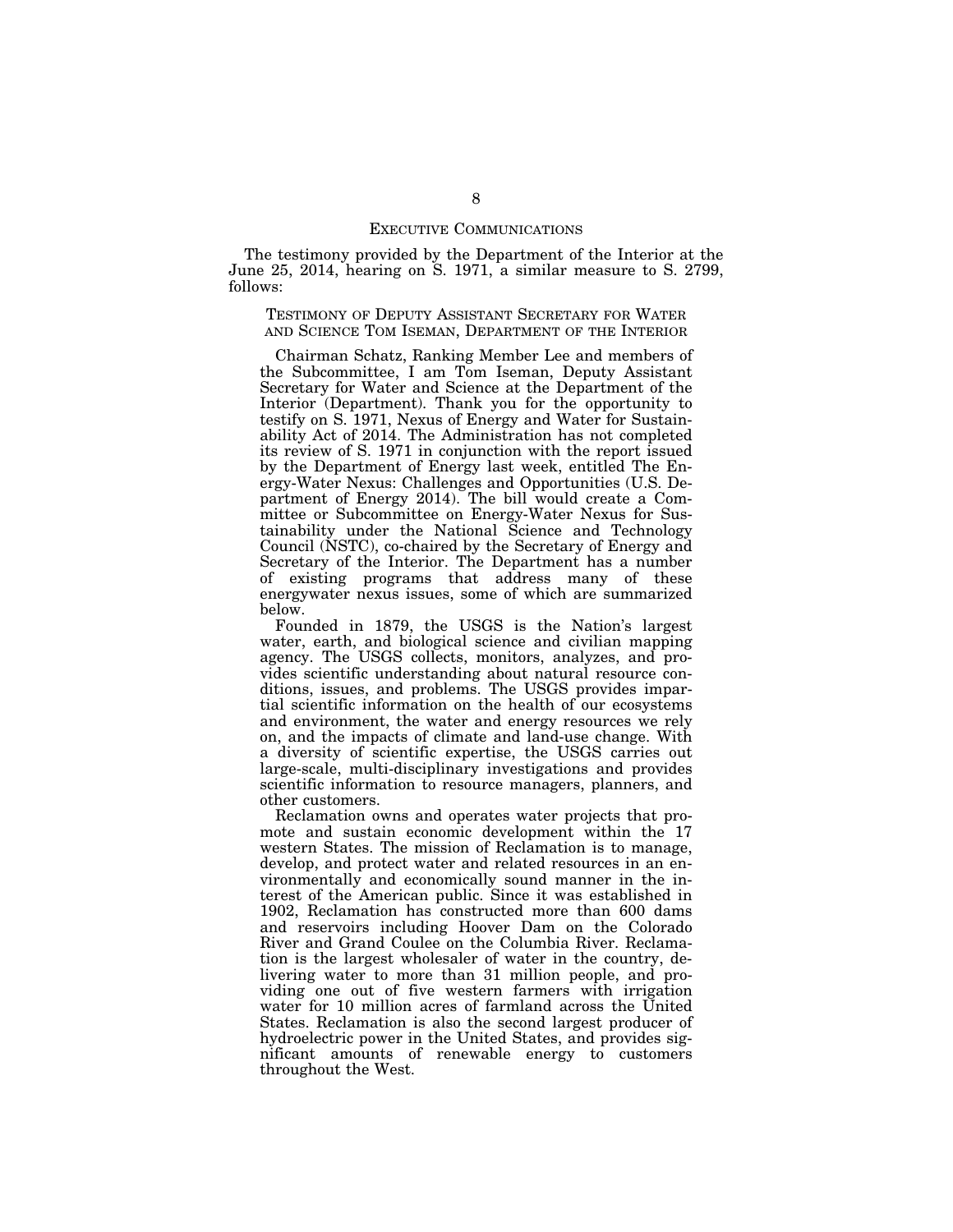## EXECUTIVE COMMUNICATIONS

The testimony provided by the Department of the Interior at the June 25, 2014, hearing on S. 1971, a similar measure to S. 2799, follows:

### TESTIMONY OF DEPUTY ASSISTANT SECRETARY FOR WATER AND SCIENCE TOM ISEMAN, DEPARTMENT OF THE INTERIOR

Chairman Schatz, Ranking Member Lee and members of the Subcommittee, I am Tom Iseman, Deputy Assistant Secretary for Water and Science at the Department of the Interior (Department). Thank you for the opportunity to testify on S. 1971, Nexus of Energy and Water for Sustainability Act of 2014. The Administration has not completed its review of S. 1971 in conjunction with the report issued by the Department of Energy last week, entitled The Energy-Water Nexus: Challenges and Opportunities (U.S. Department of Energy 2014). The bill would create a Committee or Subcommittee on Energy-Water Nexus for Sustainability under the National Science and Technology Council (NSTC), co-chaired by the Secretary of Energy and Secretary of the Interior. The Department has a number of existing programs that address many of these energywater nexus issues, some of which are summarized below.

Founded in 1879, the USGS is the Nation's largest water, earth, and biological science and civilian mapping agency. The USGS collects, monitors, analyzes, and provides scientific understanding about natural resource conditions, issues, and problems. The USGS provides impartial scientific information on the health of our ecosystems and environment, the water and energy resources we rely on, and the impacts of climate and land-use change. With a diversity of scientific expertise, the USGS carries out large-scale, multi-disciplinary investigations and provides scientific information to resource managers, planners, and other customers.

Reclamation owns and operates water projects that promote and sustain economic development within the 17 western States. The mission of Reclamation is to manage, develop, and protect water and related resources in an environmentally and economically sound manner in the interest of the American public. Since it was established in 1902, Reclamation has constructed more than 600 dams and reservoirs including Hoover Dam on the Colorado River and Grand Coulee on the Columbia River. Reclamation is the largest wholesaler of water in the country, delivering water to more than 31 million people, and providing one out of five western farmers with irrigation water for 10 million acres of farmland across the United States. Reclamation is also the second largest producer of hydroelectric power in the United States, and provides significant amounts of renewable energy to customers throughout the West.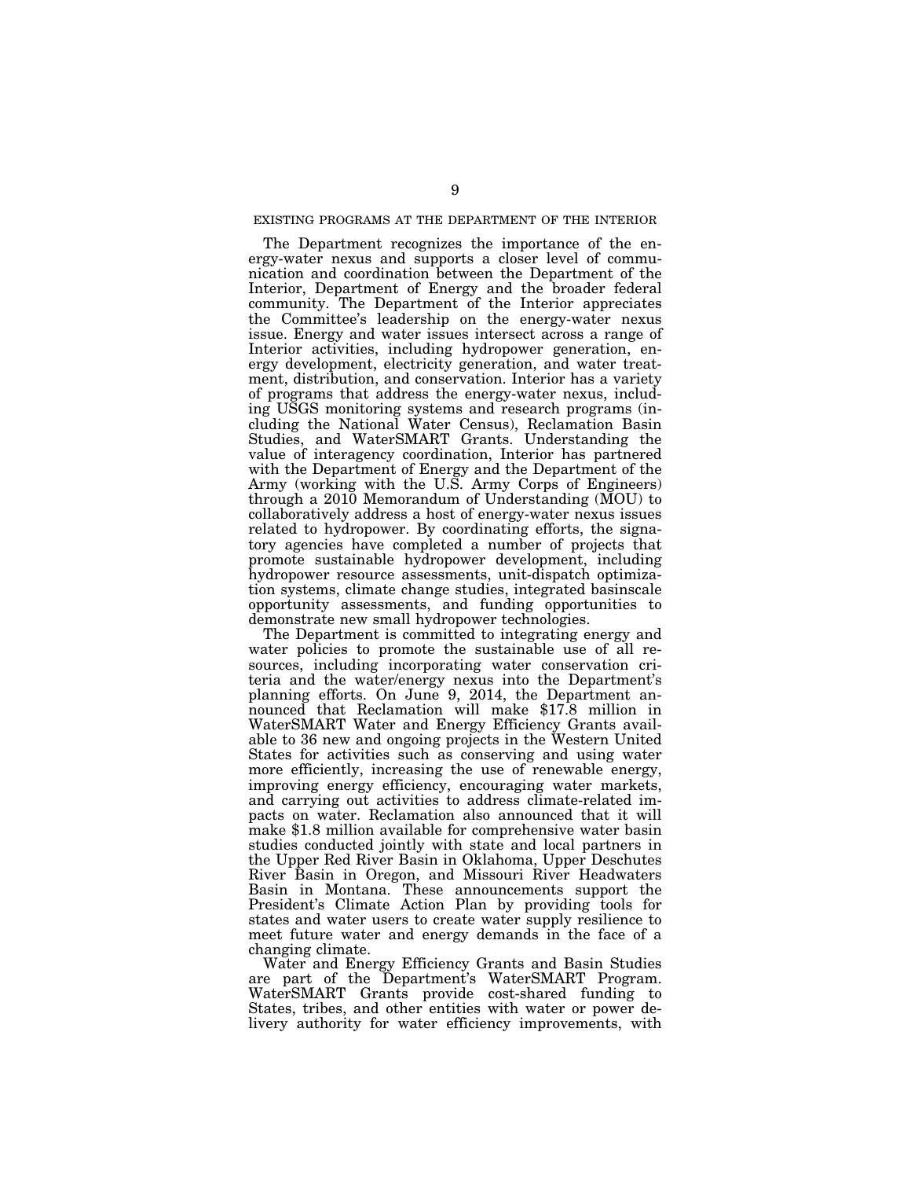## EXISTING PROGRAMS AT THE DEPARTMENT OF THE INTERIOR

The Department recognizes the importance of the energy-water nexus and supports a closer level of communication and coordination between the Department of the Interior, Department of Energy and the broader federal community. The Department of the Interior appreciates the Committee's leadership on the energy-water nexus issue. Energy and water issues intersect across a range of Interior activities, including hydropower generation, energy development, electricity generation, and water treatment, distribution, and conservation. Interior has a variety of programs that address the energy-water nexus, including USGS monitoring systems and research programs (including the National Water Census), Reclamation Basin Studies, and WaterSMART Grants. Understanding the value of interagency coordination, Interior has partnered with the Department of Energy and the Department of the Army (working with the U.S. Army Corps of Engineers) through a 2010 Memorandum of Understanding (MOU) to collaboratively address a host of energy-water nexus issues related to hydropower. By coordinating efforts, the signatory agencies have completed a number of projects that promote sustainable hydropower development, including hydropower resource assessments, unit-dispatch optimization systems, climate change studies, integrated basinscale opportunity assessments, and funding opportunities to demonstrate new small hydropower technologies.

The Department is committed to integrating energy and water policies to promote the sustainable use of all resources, including incorporating water conservation criteria and the water/energy nexus into the Department's planning efforts. On June 9, 2014, the Department announced that Reclamation will make $17.8 million in WaterSMART Water and Energy Efficiency Grants available to 36 new and ongoing projects in the Western United States for activities such as conserving and using water more efficiently, increasing the use of renewable energy, improving energy efficiency, encouraging water markets, and carrying out activities to address climate-related impacts on water. Reclamation also announced that it will make $1.8 million available for comprehensive water basin studies conducted jointly with state and local partners in the Upper Red River Basin in Oklahoma, Upper Deschutes River Basin in Oregon, and Missouri River Headwaters Basin in Montana. These announcements support the President's Climate Action Plan by providing tools for states and water users to create water supply resilience to meet future water and energy demands in the face of a changing climate.

Water and Energy Efficiency Grants and Basin Studies are part of the Department's WaterSMART Program. WaterSMART Grants provide cost-shared funding to States, tribes, and other entities with water or power delivery authority for water efficiency improvements, with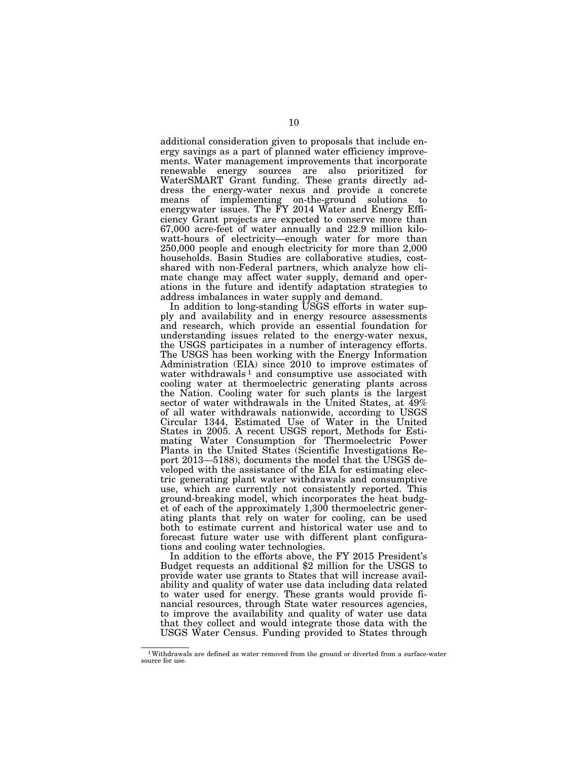additional consideration given to proposals that include energy savings as a part of planned water efficiency improvements. Water management improvements that incorporate renewable energy sources are also prioritized for WaterSMART Grant funding. These grants directly address the energy-water nexus and provide a concrete means of implementing on-the-ground solutions to energywater issues. The FY 2014 Water and Energy Efficiency Grant projects are expected to conserve more than 67,000 acre-feet of water annually and 22.9 million kilowatt-hours of electricity—enough water for more than 250,000 people and enough electricity for more than 2,000 households. Basin Studies are collaborative studies, cost-shared with non-Federal partners, which analyze how climate change may affect water supply, demand and operations in the future and identify adaptation strategies to address imbalances in water supply and demand.

In addition to long-standing USGS efforts in water supply and availability and in energy resource assessments and research, which provide an essential foundation for understanding issues related to the energy-water nexus, the USGS participates in a number of interagency efforts. The USGS has been working with the Energy Information Administration (EIA) since 2010 to improve estimates of water withdrawals [1] and consumptive use associated with cooling water at thermoelectric generating plants across the Nation. Cooling water for such plants is the largest sector of water withdrawals in the United States, at 49% of all water withdrawals nationwide, according to USGS Circular 1344, Estimated Use of Water in the United States in 2005. A recent USGS report, Methods for Estimating Water Consumption for Thermoelectric Power Plants in the United States (Scientific Investigations Report 2013—5188), documents the model that the USGS developed with the assistance of the EIA for estimating electric generating plant water withdrawals and consumptive use, which are currently not consistently reported. This ground-breaking model, which incorporates the heat budget of each of the approximately 1,300 thermoelectric generating plants that rely on water for cooling, can be used both to estimate current and historical water use and to forecast future water use with different plant configurations and cooling water technologies.

In addition to the efforts above, the FY 2015 President's Budget requests an additional $2 million for the USGS to provide water use grants to States that will increase availability and quality of water use data including data related to water used for energy. These grants would provide financial resources, through State water resources agencies, to improve the availability and quality of water use data that they collect and would integrate those data with the USGS Water Census. Funding provided to States through

[1] Withdrawals are defined as water removed from the ground or diverted from a surface-water source for use.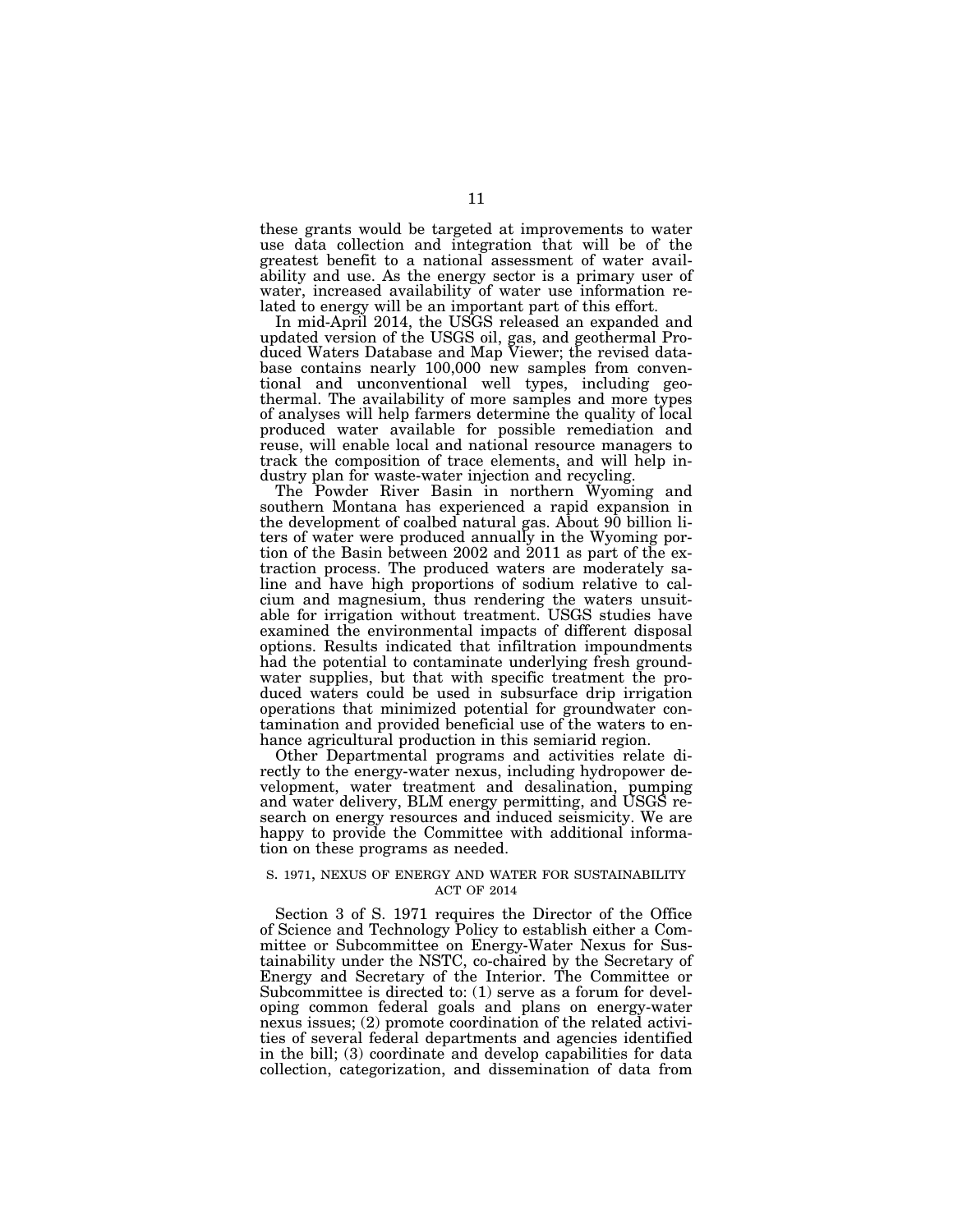these grants would be targeted at improvements to water use data collection and integration that will be of the greatest benefit to a national assessment of water availability and use. As the energy sector is a primary user of water, increased availability of water use information related to energy will be an important part of this effort.

In mid-April 2014, the USGS released an expanded and updated version of the USGS oil, gas, and geothermal Produced Waters Database and Map Viewer; the revised database contains nearly 100,000 new samples from conventional and unconventional well types, including geothermal. The availability of more samples and more types of analyses will help farmers determine the quality of local produced water available for possible remediation and reuse, will enable local and national resource managers to track the composition of trace elements, and will help industry plan for waste-water injection and recycling.

The Powder River Basin in northern Wyoming and southern Montana has experienced a rapid expansion in the development of coalbed natural gas. About 90 billion liters of water were produced annually in the Wyoming portion of the Basin between 2002 and 2011 as part of the extraction process. The produced waters are moderately saline and have high proportions of sodium relative to calcium and magnesium, thus rendering the waters unsuitable for irrigation without treatment. USGS studies have examined the environmental impacts of different disposal options. Results indicated that infiltration impoundments had the potential to contaminate underlying fresh groundwater supplies, but that with specific treatment the produced waters could be used in subsurface drip irrigation operations that minimized potential for groundwater contamination and provided beneficial use of the waters to enhance agricultural production in this semiarid region.

Other Departmental programs and activities relate directly to the energy-water nexus, including hydropower development, water treatment and desalination, pumping and water delivery, BLM energy permitting, and USGS research on energy resources and induced seismicity. We are happy to provide the Committee with additional information on these programs as needed.

## S. 1971, NEXUS OF ENERGY AND WATER FOR SUSTAINABILITY ACT OF 2014

Section 3 of S. 1971 requires the Director of the Office of Science and Technology Policy to establish either a Committee or Subcommittee on Energy-Water Nexus for Sustainability under the NSTC, co-chaired by the Secretary of Energy and Secretary of the Interior. The Committee or Subcommittee is directed to: (1) serve as a forum for developing common federal goals and plans on energy-water nexus issues; (2) promote coordination of the related activities of several federal departments and agencies identified in the bill; (3) coordinate and develop capabilities for data collection, categorization, and dissemination of data from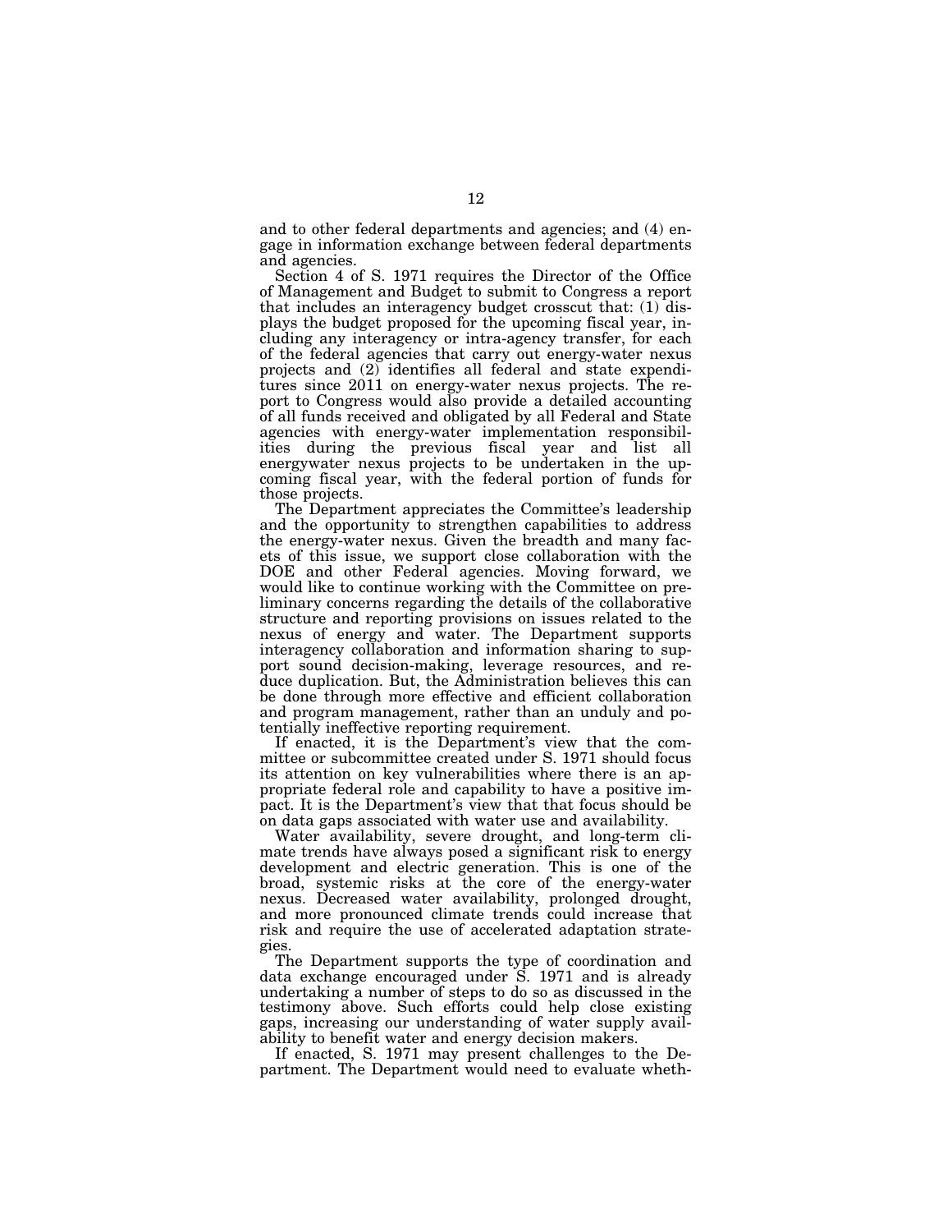and to other federal departments and agencies; and (4) engage in information exchange between federal departments and agencies.

Section 4 of S. 1971 requires the Director of the Office of Management and Budget to submit to Congress a report that includes an interagency budget crosscut that: (1) displays the budget proposed for the upcoming fiscal year, including any interagency or intra-agency transfer, for each of the federal agencies that carry out energy-water nexus projects and (2) identifies all federal and state expenditures since 2011 on energy-water nexus projects. The report to Congress would also provide a detailed accounting of all funds received and obligated by all Federal and State agencies with energy-water implementation responsibilities during the previous fiscal year and list all energywater nexus projects to be undertaken in the upcoming fiscal year, with the federal portion of funds for those projects.

The Department appreciates the Committee's leadership and the opportunity to strengthen capabilities to address the energy-water nexus. Given the breadth and many facets of this issue, we support close collaboration with the DOE and other Federal agencies. Moving forward, we would like to continue working with the Committee on preliminary concerns regarding the details of the collaborative structure and reporting provisions on issues related to the nexus of energy and water. The Department supports interagency collaboration and information sharing to support sound decision-making, leverage resources, and reduce duplication. But, the Administration believes this can be done through more effective and efficient collaboration and program management, rather than an unduly and potentially ineffective reporting requirement.

If enacted, it is the Department's view that the committee or subcommittee created under S. 1971 should focus its attention on key vulnerabilities where there is an appropriate federal role and capability to have a positive impact. It is the Department's view that that focus should be on data gaps associated with water use and availability.

Water availability, severe drought, and long-term climate trends have always posed a significant risk to energy development and electric generation. This is one of the broad, systemic risks at the core of the energy-water nexus. Decreased water availability, prolonged drought, and more pronounced climate trends could increase that risk and require the use of accelerated adaptation strategies.

The Department supports the type of coordination and data exchange encouraged under S. 1971 and is already undertaking a number of steps to do so as discussed in the testimony above. Such efforts could help close existing gaps, increasing our understanding of water supply availability to benefit water and energy decision makers.

If enacted, S. 1971 may present challenges to the Department. The Department would need to evaluate wheth-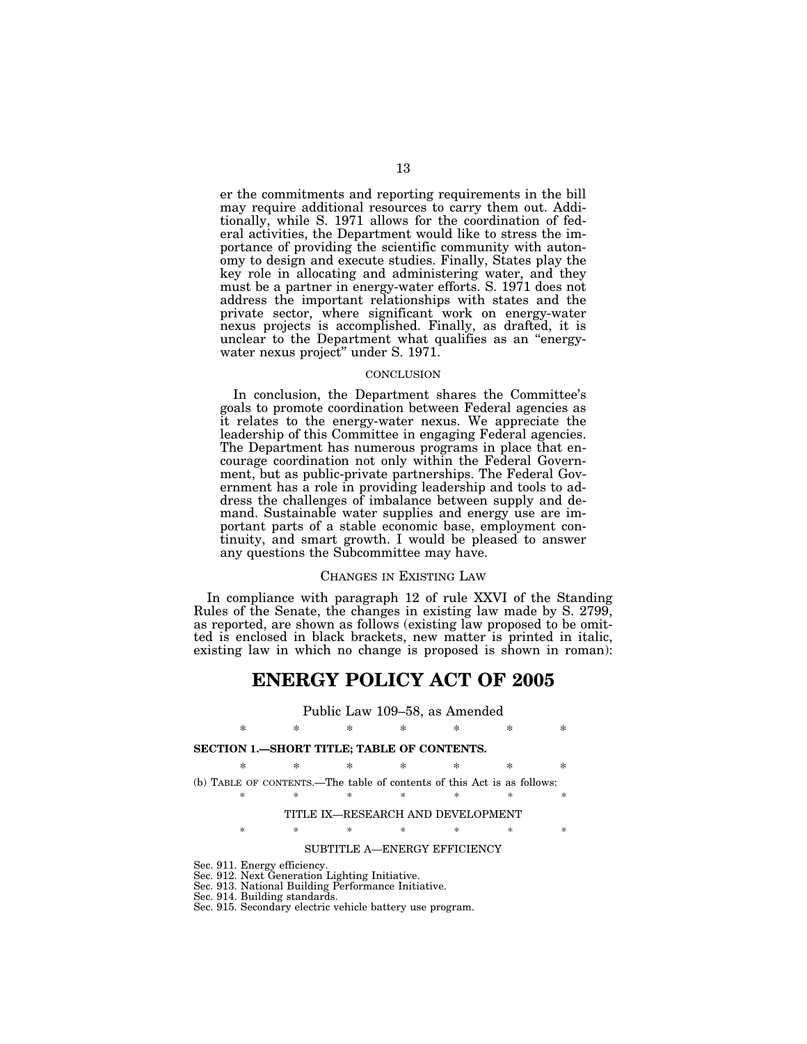er the commitments and reporting requirements in the bill may require additional resources to carry them out. Additionally, while S. 1971 allows for the coordination of federal activities, the Department would like to stress the importance of providing the scientific community with autonomy to design and execute studies. Finally, States play the key role in allocating and administering water, and they must be a partner in energy-water efforts. S. 1971 does not address the important relationships with states and the private sector, where significant work on energy-water nexus projects is accomplished. Finally, as drafted, it is unclear to the Department what qualifies as an "energy-water nexus project" under S. 1971.

CONCLUSION

In conclusion, the Department shares the Committee's goals to promote coordination between Federal agencies as it relates to the energy-water nexus. We appreciate the leadership of this Committee in engaging Federal agencies. The Department has numerous programs in place that encourage coordination not only within the Federal Government, but as public-private partnerships. The Federal Government has a role in providing leadership and tools to address the challenges of imbalance between supply and demand. Sustainable water supplies and energy use are important parts of a stable economic base, employment continuity, and smart growth. I would be pleased to answer any questions the Subcommittee may have.

## CHANGES IN EXISTING LAW

In compliance with paragraph 12 of rule XXVI of the Standing Rules of the Senate, the changes in existing law made by S. 2799, as reported, are shown as follows (existing law proposed to be omitted is enclosed in black brackets, new matter is printed in italic, existing law in which no change is proposed is shown in roman):

# ENERGY POLICY ACT OF 2005

Public Law 109–58, as Amended

\* \* \* \* \* \* \*

**SECTION 1.—SHORT TITLE; TABLE OF CONTENTS.**

\* \* \* \* \* \* \*

(b) TABLE OF CONTENTS.—The table of contents of this Act is as follows:

\* \* \* \* \* \* \*

TITLE IX—RESEARCH AND DEVELOPMENT

\* \* \* \* \* \* \*

SUBTITLE A—ENERGY EFFICIENCY

Sec. 911. Energy efficiency.
Sec. 912. Next Generation Lighting Initiative.
Sec. 913. National Building Performance Initiative.
Sec. 914. Building standards.
Sec. 915. Secondary electric vehicle battery use program.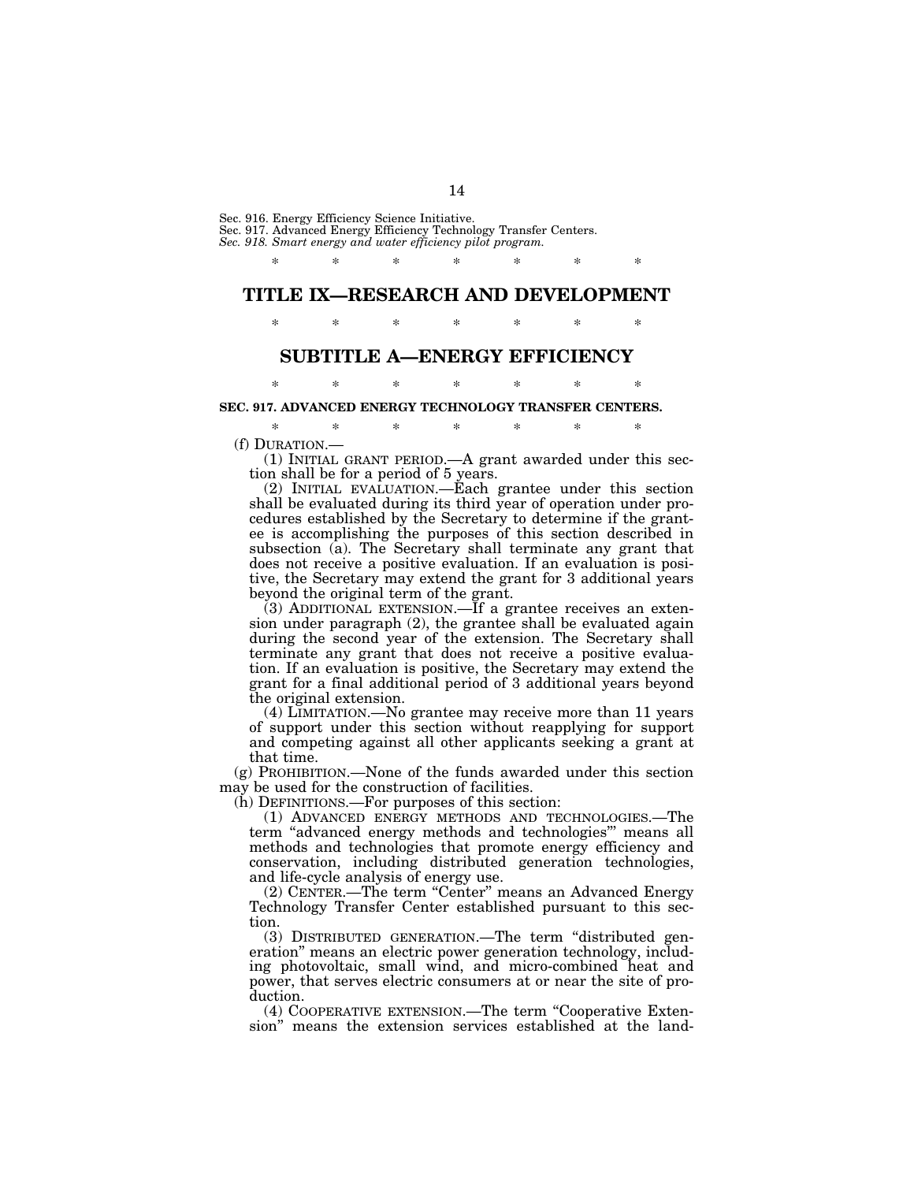Sec. 916. Energy Efficiency Science Initiative.
Sec. 917. Advanced Energy Efficiency Technology Transfer Centers.
*Sec. 918. Smart energy and water efficiency pilot program.*

\* \* \* \* \* \* \*

# TITLE IX—RESEARCH AND DEVELOPMENT

\* \* \* \* \* \* \*

## SUBTITLE A—ENERGY EFFICIENCY

\* \* \* \* \* \* \*

### SEC. 917. ADVANCED ENERGY TECHNOLOGY TRANSFER CENTERS.

\* \* \* \* \* \* \*

(f) DURATION.—

(1) INITIAL GRANT PERIOD.—A grant awarded under this section shall be for a period of 5 years.

(2) INITIAL EVALUATION.—Each grantee under this section shall be evaluated during its third year of operation under procedures established by the Secretary to determine if the grantee is accomplishing the purposes of this section described in subsection (a). The Secretary shall terminate any grant that does not receive a positive evaluation. If an evaluation is positive, the Secretary may extend the grant for 3 additional years beyond the original term of the grant.

(3) ADDITIONAL EXTENSION.—If a grantee receives an extension under paragraph (2), the grantee shall be evaluated again during the second year of the extension. The Secretary shall terminate any grant that does not receive a positive evaluation. If an evaluation is positive, the Secretary may extend the grant for a final additional period of 3 additional years beyond the original extension.

(4) LIMITATION.—No grantee may receive more than 11 years of support under this section without reapplying for support and competing against all other applicants seeking a grant at that time.

(g) PROHIBITION.—None of the funds awarded under this section may be used for the construction of facilities.

(h) DEFINITIONS.—For purposes of this section:

(1) ADVANCED ENERGY METHODS AND TECHNOLOGIES.—The term "advanced energy methods and technologies"' means all methods and technologies that promote energy efficiency and conservation, including distributed generation technologies, and life-cycle analysis of energy use.

(2) CENTER.—The term "Center" means an Advanced Energy Technology Transfer Center established pursuant to this section.

(3) DISTRIBUTED GENERATION.—The term "distributed generation" means an electric power generation technology, including photovoltaic, small wind, and micro-combined heat and power, that serves electric consumers at or near the site of production.

(4) COOPERATIVE EXTENSION.—The term "Cooperative Extension" means the extension services established at the land-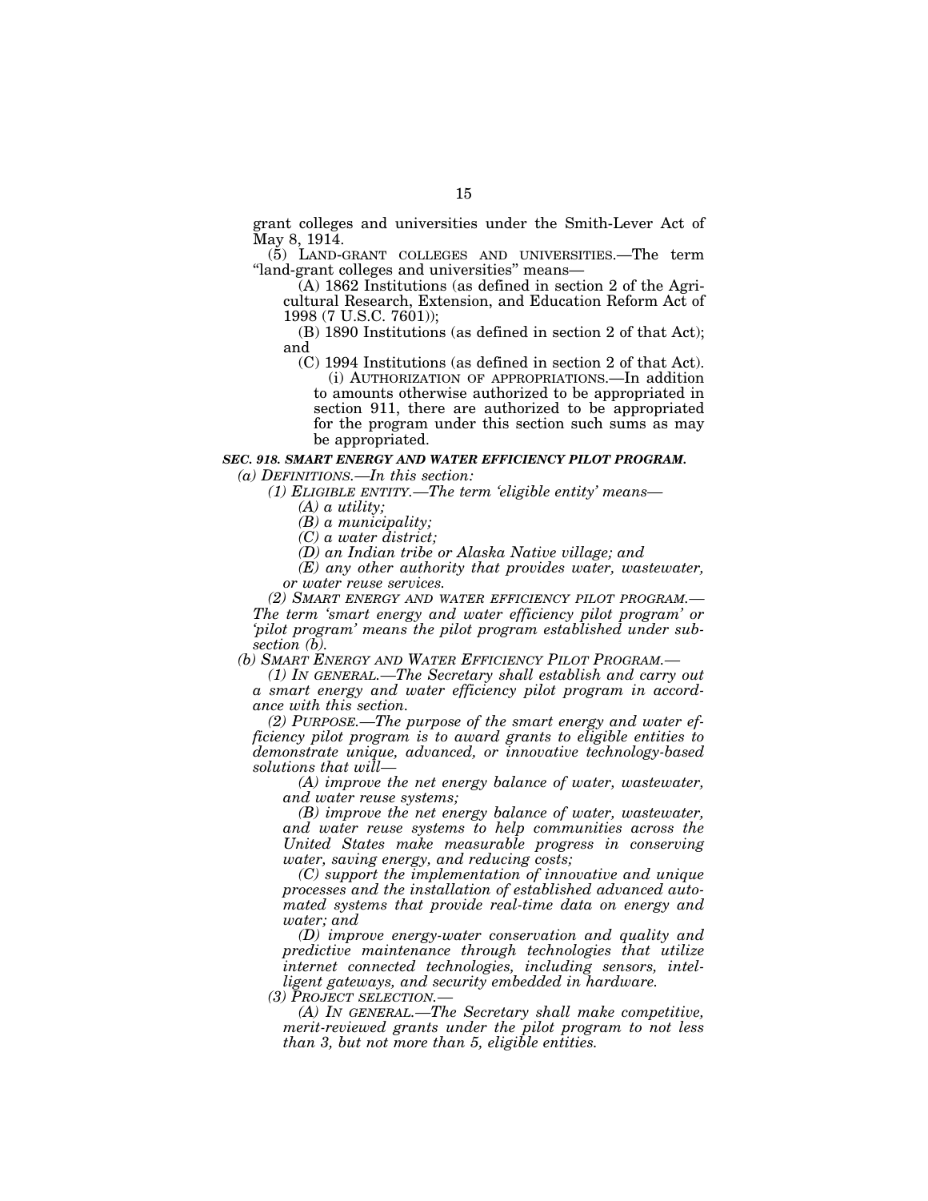grant colleges and universities under the Smith-Lever Act of May 8, 1914.

(5) LAND-GRANT COLLEGES AND UNIVERSITIES.—The term "land-grant colleges and universities" means—

(A) 1862 Institutions (as defined in section 2 of the Agricultural Research, Extension, and Education Reform Act of 1998 (7 U.S.C. 7601));

(B) 1890 Institutions (as defined in section 2 of that Act); and

(C) 1994 Institutions (as defined in section 2 of that Act).

(i) AUTHORIZATION OF APPROPRIATIONS.—In addition to amounts otherwise authorized to be appropriated in section 911, there are authorized to be appropriated for the program under this section such sums as may be appropriated.

***SEC. 918. SMART ENERGY AND WATER EFFICIENCY PILOT PROGRAM.***

*(a) DEFINITIONS.—In this section:*

*(1) ELIGIBLE ENTITY.—The term 'eligible entity' means—*

*(A) a utility;*

*(B) a municipality;*

*(C) a water district;*

*(D) an Indian tribe or Alaska Native village; and*

*(E) any other authority that provides water, wastewater, or water reuse services.*

*(2) SMART ENERGY AND WATER EFFICIENCY PILOT PROGRAM.—The term 'smart energy and water efficiency pilot program' or 'pilot program' means the pilot program established under subsection (b).*

*(b) SMART ENERGY AND WATER EFFICIENCY PILOT PROGRAM.—*

*(1) IN GENERAL.—The Secretary shall establish and carry out a smart energy and water efficiency pilot program in accordance with this section.*

*(2) PURPOSE.—The purpose of the smart energy and water efficiency pilot program is to award grants to eligible entities to demonstrate unique, advanced, or innovative technology-based solutions that will—*

*(A) improve the net energy balance of water, wastewater, and water reuse systems;*

*(B) improve the net energy balance of water, wastewater, and water reuse systems to help communities across the United States make measurable progress in conserving water, saving energy, and reducing costs;*

*(C) support the implementation of innovative and unique processes and the installation of established advanced automated systems that provide real-time data on energy and water; and*

*(D) improve energy-water conservation and quality and predictive maintenance through technologies that utilize internet connected technologies, including sensors, intelligent gateways, and security embedded in hardware.*

*(3) PROJECT SELECTION.—*

*(A) IN GENERAL.—The Secretary shall make competitive, merit-reviewed grants under the pilot program to not less than 3, but not more than 5, eligible entities.*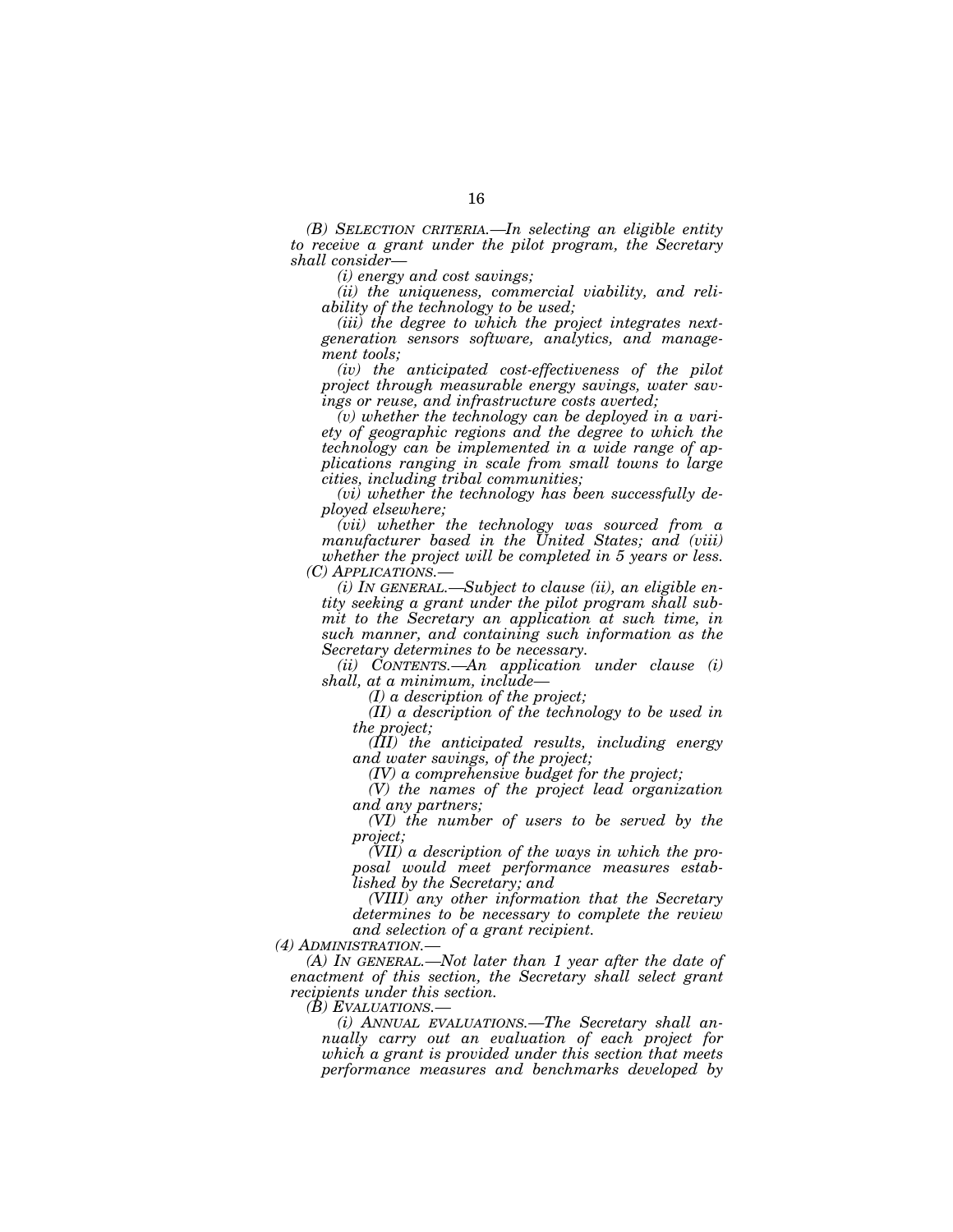*(B) SELECTION CRITERIA.—In selecting an eligible entity to receive a grant under the pilot program, the Secretary shall consider—*

*(i) energy and cost savings;*

*(ii) the uniqueness, commercial viability, and reliability of the technology to be used;*

*(iii) the degree to which the project integrates next-generation sensors software, analytics, and management tools;*

*(iv) the anticipated cost-effectiveness of the pilot project through measurable energy savings, water savings or reuse, and infrastructure costs averted;*

*(v) whether the technology can be deployed in a variety of geographic regions and the degree to which the technology can be implemented in a wide range of applications ranging in scale from small towns to large cities, including tribal communities;*

*(vi) whether the technology has been successfully deployed elsewhere;*

*(vii) whether the technology was sourced from a manufacturer based in the United States; and (viii) whether the project will be completed in 5 years or less.*

*(C) APPLICATIONS.—*

*(i) IN GENERAL.—Subject to clause (ii), an eligible entity seeking a grant under the pilot program shall submit to the Secretary an application at such time, in such manner, and containing such information as the Secretary determines to be necessary.*

*(ii) CONTENTS.—An application under clause (i) shall, at a minimum, include—*

*(I) a description of the project;*

*(II) a description of the technology to be used in the project;*

*(III) the anticipated results, including energy and water savings, of the project;*

*(IV) a comprehensive budget for the project;*

*(V) the names of the project lead organization and any partners;*

*(VI) the number of users to be served by the project;*

*(VII) a description of the ways in which the proposal would meet performance measures established by the Secretary; and*

*(VIII) any other information that the Secretary determines to be necessary to complete the review and selection of a grant recipient.*

*(4) ADMINISTRATION.—*

*(A) IN GENERAL.—Not later than 1 year after the date of enactment of this section, the Secretary shall select grant recipients under this section.*

*(B) EVALUATIONS.—*

*(i) ANNUAL EVALUATIONS.—The Secretary shall annually carry out an evaluation of each project for which a grant is provided under this section that meets performance measures and benchmarks developed by*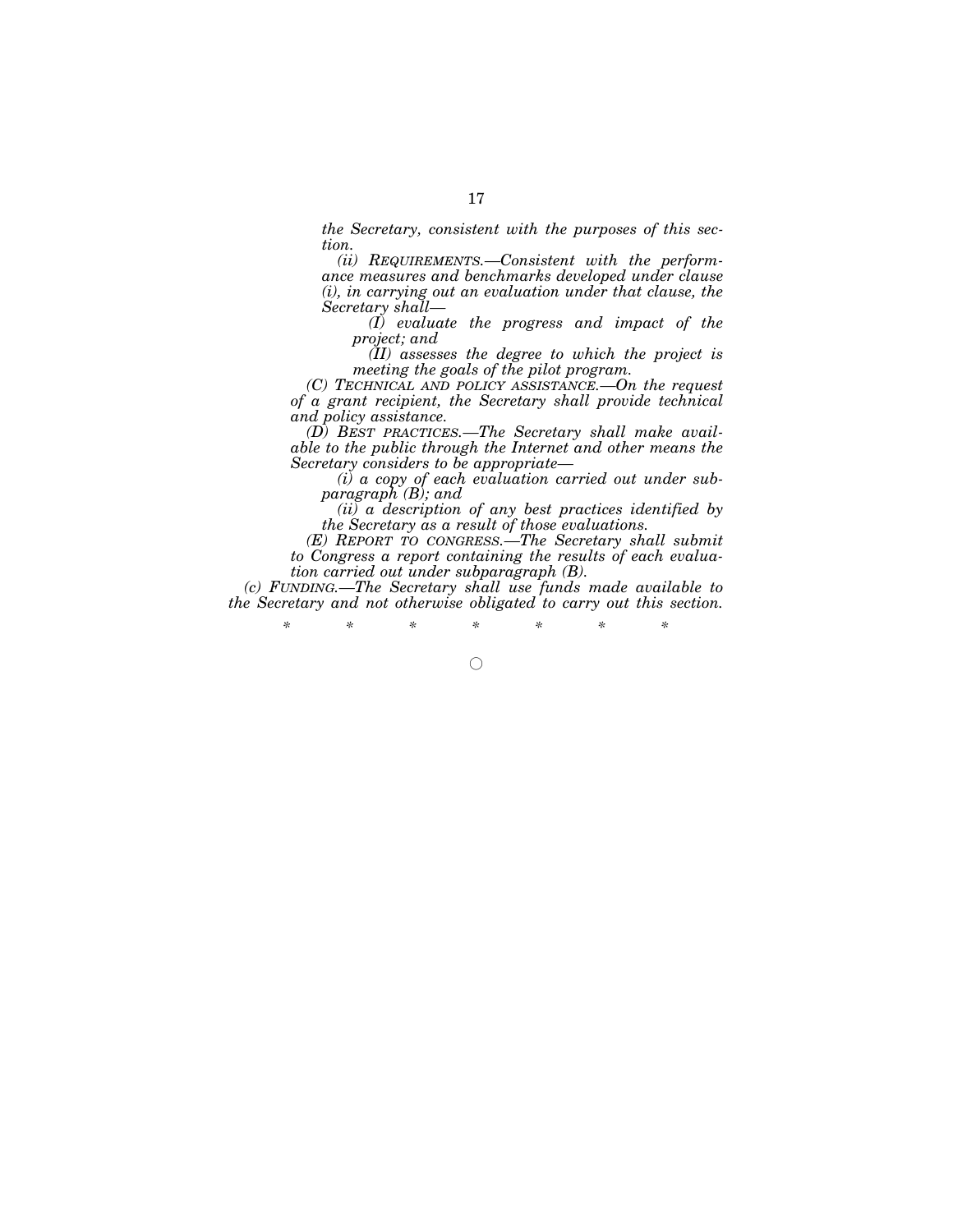*the Secretary, consistent with the purposes of this section.*

*(ii) REQUIREMENTS.—Consistent with the performance measures and benchmarks developed under clause (i), in carrying out an evaluation under that clause, the Secretary shall—*

*(I) evaluate the progress and impact of the project; and*

*(II) assesses the degree to which the project is meeting the goals of the pilot program.*

*(C) TECHNICAL AND POLICY ASSISTANCE.—On the request of a grant recipient, the Secretary shall provide technical and policy assistance.*

*(D) BEST PRACTICES.—The Secretary shall make available to the public through the Internet and other means the Secretary considers to be appropriate—*

*(i) a copy of each evaluation carried out under subparagraph (B); and*

*(ii) a description of any best practices identified by the Secretary as a result of those evaluations.*

*(E) REPORT TO CONGRESS.—The Secretary shall submit to Congress a report containing the results of each evaluation carried out under subparagraph (B).*

*(c) FUNDING.—The Secretary shall use funds made available to the Secretary and not otherwise obligated to carry out this section.*

\* \* \* \* \* \* \*

○